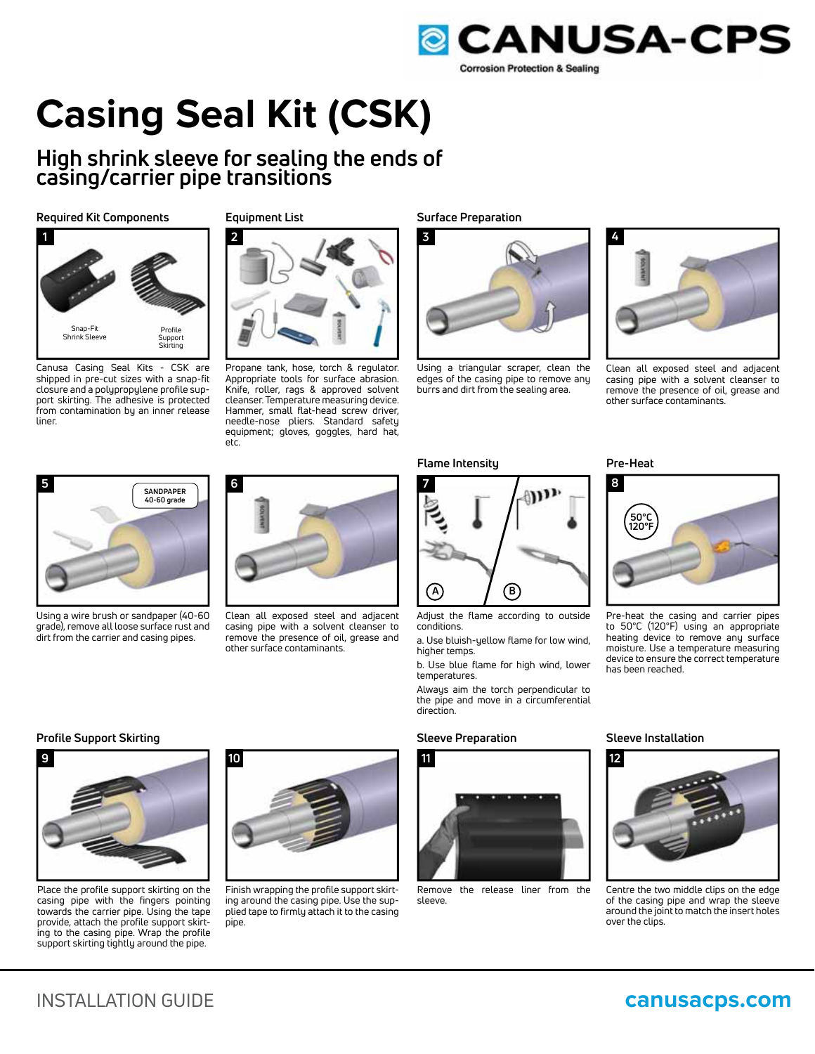# Casing Seal Kit (CSK)

## High shrink sleeve for sealing the ends of casing/carrier pipe transitions

### Required Kit Components

1

Snap-Fit Shrink Sleeve

Profile Support Skirting

Canusa Casing Seal Kits - CSK are shipped in pre-cut sizes with a snap-fit closure and a polypropylene profile support skirting. The adhesive is protected from contamination by an inner release liner.

### Equipment List

2

Propane tank, hose, torch & regulator. Appropriate tools for surface abrasion. Knife, roller, rags & approved solvent cleanser. Temperature measuring device. Hammer, small flat-head screw driver, needle-nose pliers. Standard safety equipment; gloves, goggles, hard hat, etc.

### Surface Preparation

3

Using a triangular scraper, clean the edges of the casing pipe to remove any burrs and dirt from the sealing area.

4

Clean all exposed steel and adjacent casing pipe with a solvent cleanser to remove the presence of oil, grease and other surface contaminants.

5

SANDPAPER 40-60 grade

Using a wire brush or sandpaper (40-60 grade), remove all loose surface rust and dirt from the carrier and casing pipes.

6

Clean all exposed steel and adjacent casing pipe with a solvent cleanser to remove the presence of oil, grease and other surface contaminants.

### Flame Intensity

7

Adjust the flame according to outside conditions.

a. Use bluish-yellow flame for low wind, higher temps.

b. Use blue flame for high wind, lower temperatures.

Always aim the torch perpendicular to the pipe and move in a circumferential direction.

### Pre-Heat

8

50°C 120°F

Pre-heat the casing and carrier pipes to 50°C (120°F) using an appropriate heating device to remove any surface moisture. Use a temperature measuring device to ensure the correct temperature has been reached.

### Profile Support Skirting

9

Place the profile support skirting on the casing pipe with the fingers pointing towards the carrier pipe. Using the tape provide, attach the profile support skirting to the casing pipe. Wrap the profile support skirting tightly around the pipe.

10

Finish wrapping the profile support skirting around the casing pipe. Use the supplied tape to firmly attach it to the casing pipe.

### Sleeve Preparation

11

Remove the release liner from the sleeve.

### Sleeve Installation

12

Centre the two middle clips on the edge of the casing pipe and wrap the sleeve around the joint to match the insert holes over the clips.

INSTALLATION GUIDE

canusacps.com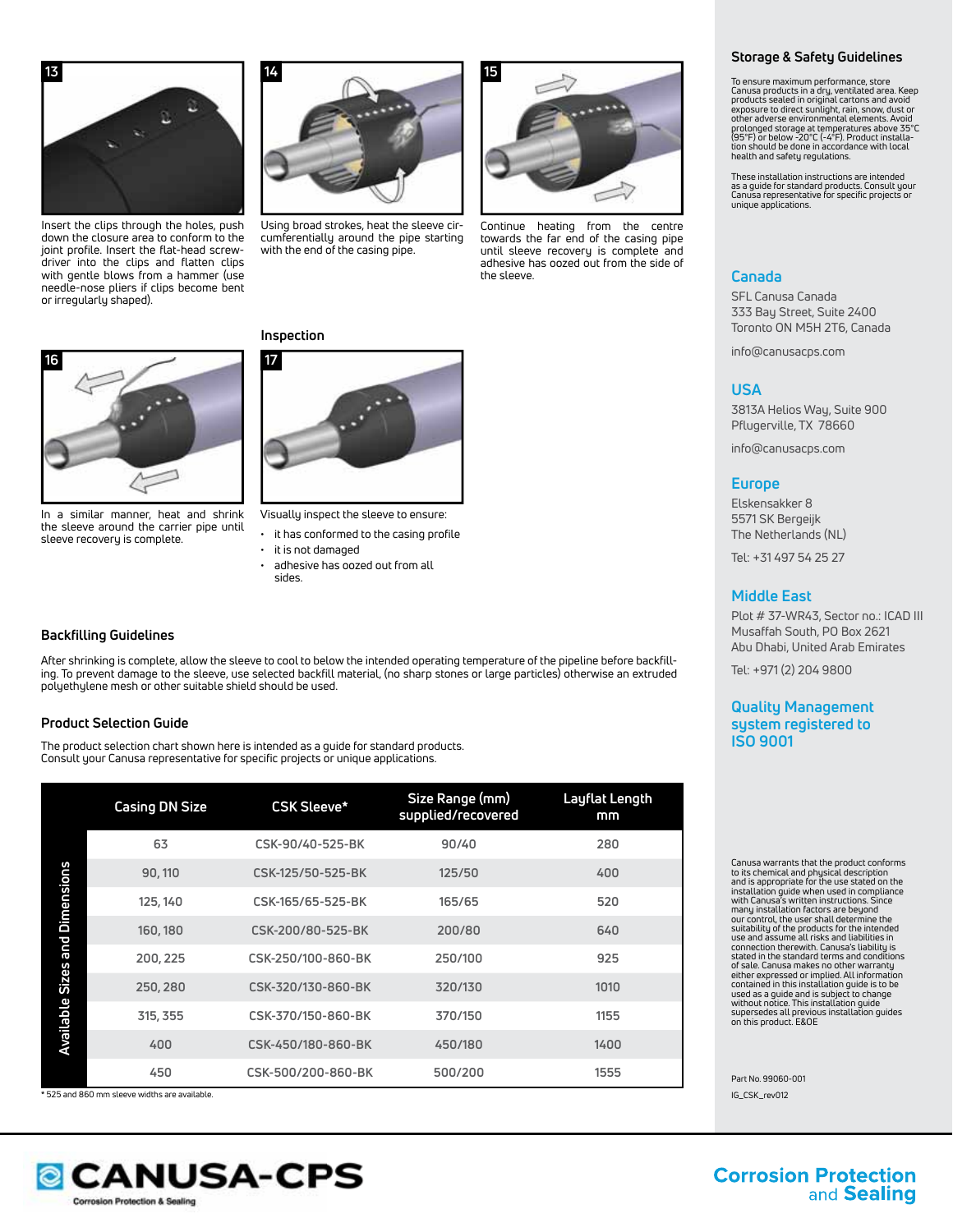13

Insert the clips through the holes, push down the closure area to conform to the joint profile. Insert the flat-head screwdriver into the clips and flatten clips with gentle blows from a hammer (use needle-nose pliers if clips become bent or irregularly shaped).

14

Using broad strokes, heat the sleeve circumferentially around the pipe starting with the end of the casing pipe.

15

Continue heating from the centre towards the far end of the casing pipe until sleeve recovery is complete and adhesive has oozed out from the side of the sleeve.

16

In a similar manner, heat and shrink the sleeve around the carrier pipe until sleeve recovery is complete.

### Inspection

17

Visually inspect the sleeve to ensure:

- it has conformed to the casing profile
- it is not damaged
- adhesive has oozed out from all sides.

### Backfilling Guidelines

After shrinking is complete, allow the sleeve to cool to below the intended operating temperature of the pipeline before backfilling. To prevent damage to the sleeve, use selected backfill material, (no sharp stones or large particles) otherwise an extruded polyethylene mesh or other suitable shield should be used.

### Product Selection Guide

The product selection chart shown here is intended as a guide for standard products.
Consult your Canusa representative for specific projects or unique applications.

| | Casing DN Size | CSK Sleeve* | Size Range (mm) supplied/recovered | Layflat Length mm |
|---|---|---|---|---|
| Available Sizes and Dimensions | 63 | CSK-90/40-525-BK | 90/40 | 280 |
| | 90, 110 | CSK-125/50-525-BK | 125/50 | 400 |
| | 125, 140 | CSK-165/65-525-BK | 165/65 | 520 |
| | 160, 180 | CSK-200/80-525-BK | 200/80 | 640 |
| | 200, 225 | CSK-250/100-860-BK | 250/100 | 925 |
| | 250, 280 | CSK-320/130-860-BK | 320/130 | 1010 |
| | 315, 355 | CSK-370/150-860-BK | 370/150 | 1155 |
| | 400 | CSK-450/180-860-BK | 450/180 | 1400 |
| | 450 | CSK-500/200-860-BK | 500/200 | 1555 |

\* 525 and 860 mm sleeve widths are available.

### Storage & Safety Guidelines

To ensure maximum performance, store Canusa products in a dry, ventilated area. Keep products sealed in original cartons and avoid exposure to direct sunlight, rain, snow, dust or other adverse environmental elements. Avoid prolonged storage at temperatures above 35°C (95°F) or below -20°C (-4°F). Product installation should be done in accordance with local health and safety regulations.

These installation instructions are intended as a guide for standard products. Consult your Canusa representative for specific projects or unique applications.

### Canada

SFL Canusa Canada
333 Bay Street, Suite 2400
Toronto ON M5H 2T6, Canada

info@canusacps.com

### USA

3813A Helios Way, Suite 900
Pflugerville, TX 78660

info@canusacps.com

### Europe

Elskensakker 8
5571 SK Bergeijk
The Netherlands (NL)

Tel: +31 497 54 25 27

### Middle East

Plot # 37-WR43, Sector no.: ICAD III
Musaffah South, PO Box 2621
Abu Dhabi, United Arab Emirates

Tel: +971 (2) 204 9800

### Quality Management system registered to ISO 9001

Canusa warrants that the product conforms to its chemical and physical description and is appropriate for the use stated on the installation guide when used in compliance with Canusa's written instructions. Since many installation factors are beyond our control, the user shall determine the suitability of the products for the intended use and assume all risks and liabilities in connection therewith. Canusa's liability is stated in the standard terms and conditions of sale. Canusa makes no other warranty either expressed or implied. All information contained in this installation guide is to be used as a guide and is subject to change without notice. This installation guide supersedes all previous installation guides on this product. E&OE

Part No. 99060-001

IG_CSK_rev012

CANUSA-CPS
Corrosion Protection & Sealing

Corrosion Protection and Sealing